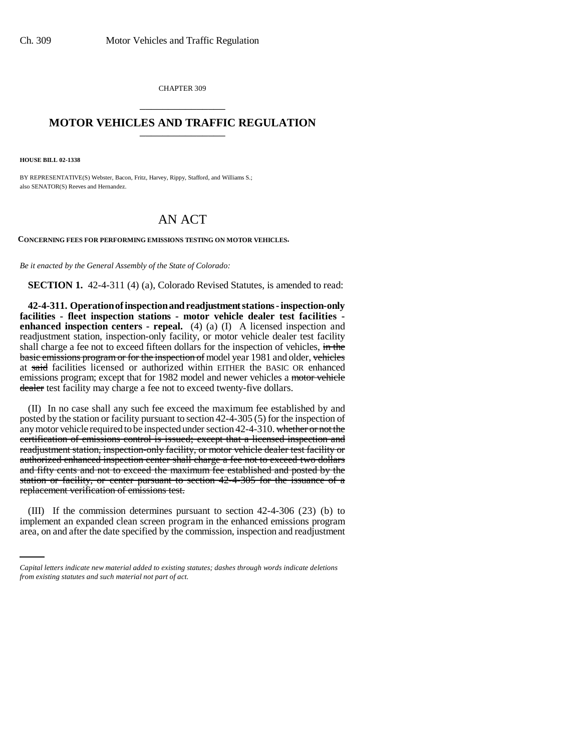CHAPTER 309

# MOTOR VEHICLES AND TRAFFIC REGULATION

**HOUSE BILL 02-1338**

BY REPRESENTATIVE(S) Webster, Bacon, Fritz, Harvey, Rippy, Stafford, and Williams S.;
also SENATOR(S) Reeves and Hernandez.

# AN ACT

**CONCERNING FEES FOR PERFORMING EMISSIONS TESTING ON MOTOR VEHICLES.**

*Be it enacted by the General Assembly of the State of Colorado:*

**SECTION 1.** 42-4-311 (4) (a), Colorado Revised Statutes, is amended to read:

**42-4-311. Operation of inspection and readjustment stations - inspection-only facilities - fleet inspection stations - motor vehicle dealer test facilities - enhanced inspection centers - repeal.** (4) (a) (I) A licensed inspection and readjustment station, inspection-only facility, or motor vehicle dealer test facility shall charge a fee not to exceed fifteen dollars for the inspection of vehicles, ~~in the basic emissions program or for the inspection of~~ model year 1981 and older, ~~vehicles~~ at ~~said~~ facilities licensed or authorized within EITHER the BASIC OR enhanced emissions program; except that for 1982 model and newer vehicles a ~~motor vehicle dealer~~ test facility may charge a fee not to exceed twenty-five dollars.

(II) In no case shall any such fee exceed the maximum fee established by and posted by the station or facility pursuant to section 42-4-305 (5) for the inspection of any motor vehicle required to be inspected under section 42-4-310. ~~whether or not the certification of emissions control is issued; except that a licensed inspection and readjustment station, inspection-only facility, or motor vehicle dealer test facility or authorized enhanced inspection center shall charge a fee not to exceed two dollars and fifty cents and not to exceed the maximum fee established and posted by the station or facility, or center pursuant to section 42-4-305 for the issuance of a replacement verification of emissions test.~~

(III) If the commission determines pursuant to section 42-4-306 (23) (b) to implement an expanded clean screen program in the enhanced emissions program area, on and after the date specified by the commission, inspection and readjustment

*Capital letters indicate new material added to existing statutes; dashes through words indicate deletions from existing statutes and such material not part of act.*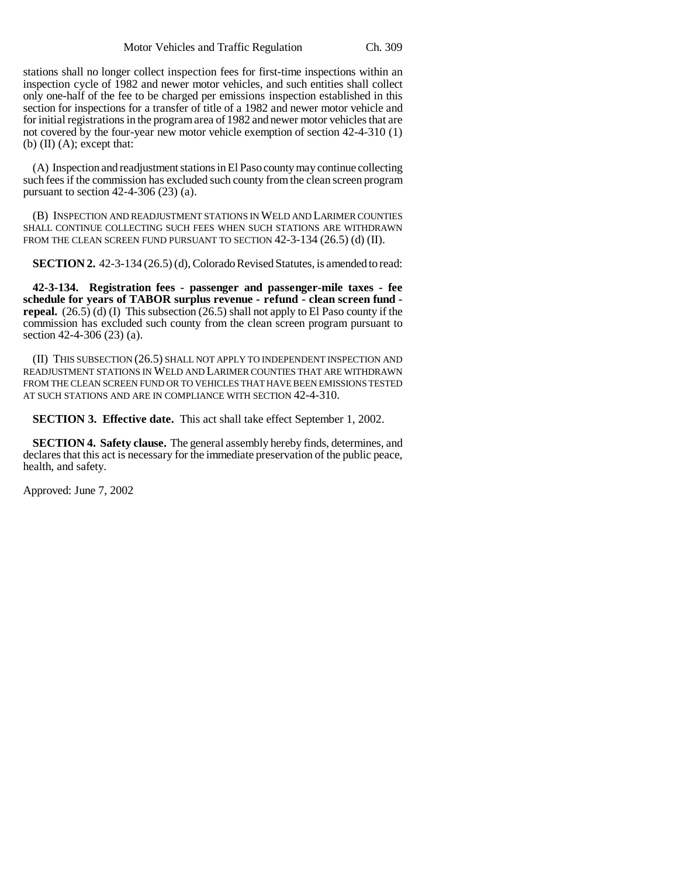stations shall no longer collect inspection fees for first-time inspections within an inspection cycle of 1982 and newer motor vehicles, and such entities shall collect only one-half of the fee to be charged per emissions inspection established in this section for inspections for a transfer of title of a 1982 and newer motor vehicle and for initial registrations in the program area of 1982 and newer motor vehicles that are not covered by the four-year new motor vehicle exemption of section 42-4-310 (1) (b) (II) (A); except that:

(A) Inspection and readjustment stations in El Paso county may continue collecting such fees if the commission has excluded such county from the clean screen program pursuant to section 42-4-306 (23) (a).

(B) INSPECTION AND READJUSTMENT STATIONS IN WELD AND LARIMER COUNTIES SHALL CONTINUE COLLECTING SUCH FEES WHEN SUCH STATIONS ARE WITHDRAWN FROM THE CLEAN SCREEN FUND PURSUANT TO SECTION 42-3-134 (26.5) (d) (II).

**SECTION 2.** 42-3-134 (26.5) (d), Colorado Revised Statutes, is amended to read:

**42-3-134. Registration fees - passenger and passenger-mile taxes - fee schedule for years of TABOR surplus revenue - refund - clean screen fund - repeal.** (26.5) (d) (I) This subsection (26.5) shall not apply to El Paso county if the commission has excluded such county from the clean screen program pursuant to section 42-4-306 (23) (a).

(II) THIS SUBSECTION (26.5) SHALL NOT APPLY TO INDEPENDENT INSPECTION AND READJUSTMENT STATIONS IN WELD AND LARIMER COUNTIES THAT ARE WITHDRAWN FROM THE CLEAN SCREEN FUND OR TO VEHICLES THAT HAVE BEEN EMISSIONS TESTED AT SUCH STATIONS AND ARE IN COMPLIANCE WITH SECTION 42-4-310.

**SECTION 3. Effective date.** This act shall take effect September 1, 2002.

**SECTION 4. Safety clause.** The general assembly hereby finds, determines, and declares that this act is necessary for the immediate preservation of the public peace, health, and safety.

Approved: June 7, 2002